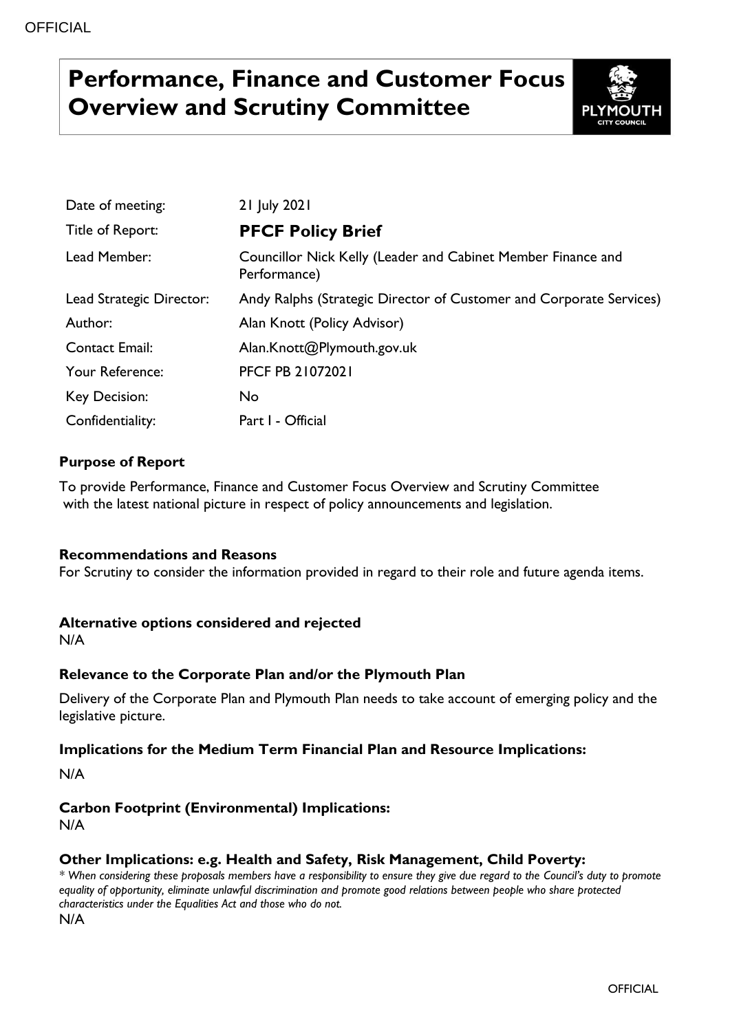# Performance, Finance and Customer Focus Overview and Scrutiny Committee

| | |
|---|---|
| Date of meeting: | 21 July 2021 |
| Title of Report: | **PFCF Policy Brief** |
| Lead Member: | Councillor Nick Kelly (Leader and Cabinet Member Finance and Performance) |
| Lead Strategic Director: | Andy Ralphs (Strategic Director of Customer and Corporate Services) |
| Author: | Alan Knott (Policy Advisor) |
| Contact Email: | Alan.Knott@Plymouth.gov.uk |
| Your Reference: | PFCF PB 21072021 |
| Key Decision: | No |
| Confidentiality: | Part I - Official |

**Purpose of Report**

To provide Performance, Finance and Customer Focus Overview and Scrutiny Committee with the latest national picture in respect of policy announcements and legislation.

**Recommendations and Reasons**

For Scrutiny to consider the information provided in regard to their role and future agenda items.

**Alternative options considered and rejected**

N/A

**Relevance to the Corporate Plan and/or the Plymouth Plan**

Delivery of the Corporate Plan and Plymouth Plan needs to take account of emerging policy and the legislative picture.

**Implications for the Medium Term Financial Plan and Resource Implications:**

N/A

**Carbon Footprint (Environmental) Implications:**

N/A

**Other Implications: e.g. Health and Safety, Risk Management, Child Poverty:**

*\* When considering these proposals members have a responsibility to ensure they give due regard to the Council's duty to promote equality of opportunity, eliminate unlawful discrimination and promote good relations between people who share protected characteristics under the Equalities Act and those who do not.*

N/A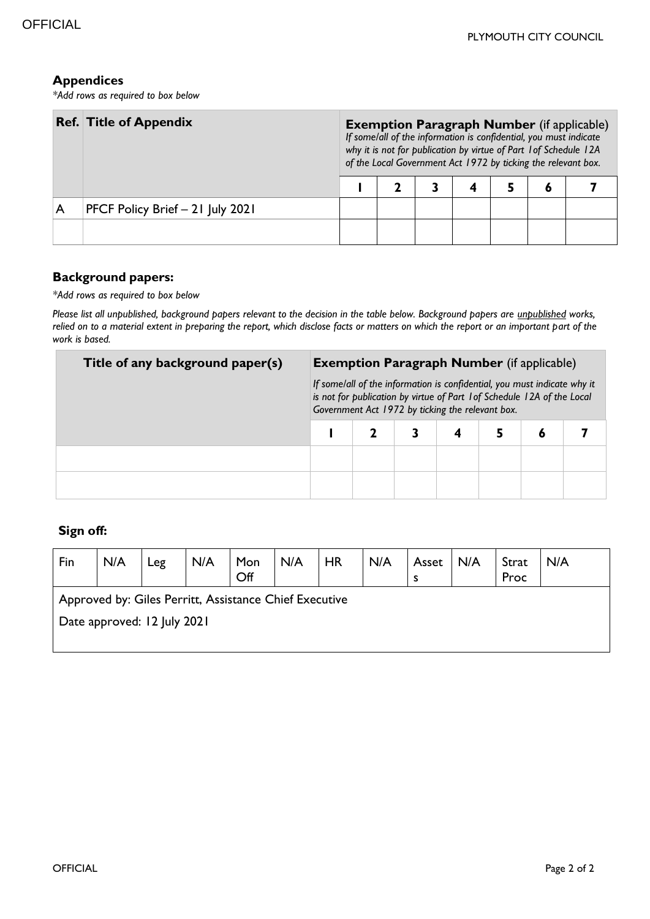## Appendices

*\*Add rows as required to box below*

| Ref. | Title of Appendix | **Exemption Paragraph Number** (if applicable) *If some/all of the information is confidential, you must indicate why it is not for publication by virtue of Part 1of Schedule 12A of the Local Government Act 1972 by ticking the relevant box.* | | | | | | |
|---|---|---|---|---|---|---|---|---|
| | | 1 | 2 | 3 | 4 | 5 | 6 | 7 |
| A | PFCF Policy Brief – 21 July 2021 | | | | | | | |
| | | | | | | | | |

## Background papers:

*\*Add rows as required to box below*

*Please list all unpublished, background papers relevant to the decision in the table below. Background papers are unpublished works, relied on to a material extent in preparing the report, which disclose facts or matters on which the report or an important part of the work is based.*

| Title of any background paper(s) | **Exemption Paragraph Number** (if applicable) *If some/all of the information is confidential, you must indicate why it is not for publication by virtue of Part 1of Schedule 12A of the Local Government Act 1972 by ticking the relevant box.* | | | | | | |
|---|---|---|---|---|---|---|---|
| | 1 | 2 | 3 | 4 | 5 | 6 | 7 |
| | | | | | | | |
| | | | | | | | |

## Sign off:

| Fin | N/A | Leg | N/A | Mon Off | N/A | HR | N/A | Assets | N/A | Strat Proc | N/A |
|---|---|---|---|---|---|---|---|---|---|---|---|
| Approved by: Giles Perritt, Assistance Chief Executive | | | | | | | | | | | |
| Date approved: 12 July 2021 | | | | | | | | | | | |